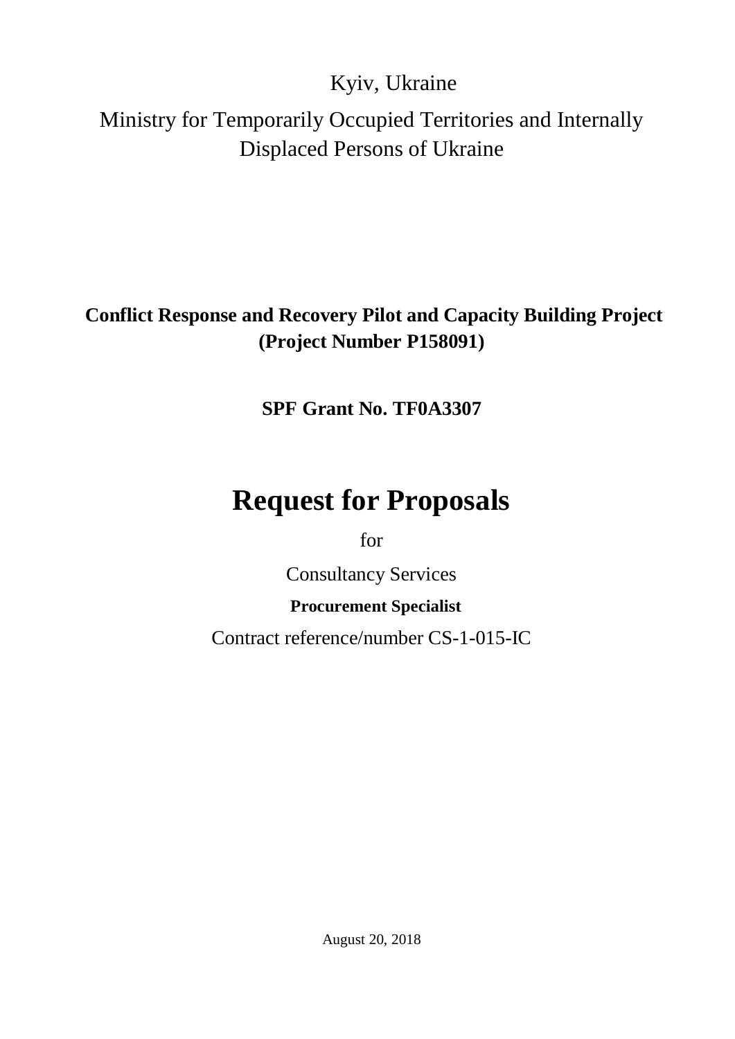Kyiv, Ukraine

Ministry for Temporarily Occupied Territories and Internally Displaced Persons of Ukraine

**Conflict Response and Recovery Pilot and Capacity Building Project (Project Number P158091)**

**SPF Grant No. TF0A3307**

# Request for Proposals

for

Consultancy Services

**Procurement Specialist**

Contract reference/number CS-1-015-IC

August 20, 2018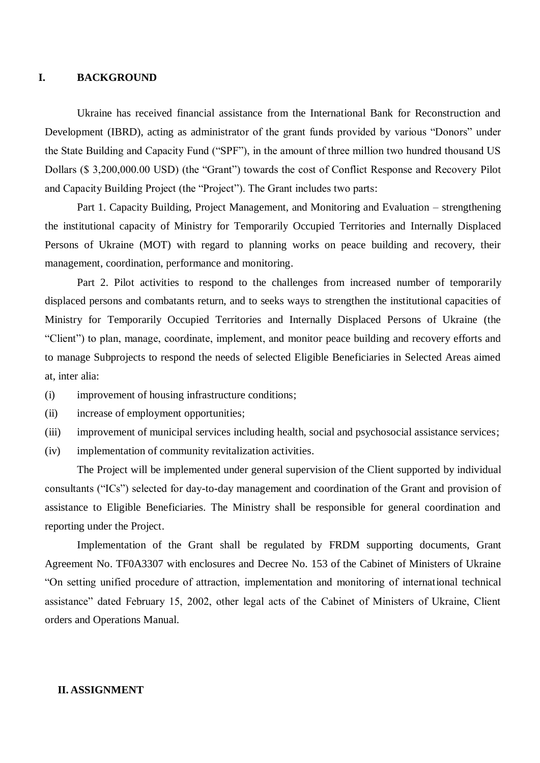## I. BACKGROUND

Ukraine has received financial assistance from the International Bank for Reconstruction and Development (IBRD), acting as administrator of the grant funds provided by various "Donors" under the State Building and Capacity Fund ("SPF"), in the amount of three million two hundred thousand US Dollars ($ 3,200,000.00 USD) (the "Grant") towards the cost of Conflict Response and Recovery Pilot and Capacity Building Project (the "Project"). The Grant includes two parts:

Part 1. Capacity Building, Project Management, and Monitoring and Evaluation – strengthening the institutional capacity of Ministry for Temporarily Occupied Territories and Internally Displaced Persons of Ukraine (MOT) with regard to planning works on peace building and recovery, their management, coordination, performance and monitoring.

Part 2. Pilot activities to respond to the challenges from increased number of temporarily displaced persons and combatants return, and to seeks ways to strengthen the institutional capacities of Ministry for Temporarily Occupied Territories and Internally Displaced Persons of Ukraine (the "Client") to plan, manage, coordinate, implement, and monitor peace building and recovery efforts and to manage Subprojects to respond the needs of selected Eligible Beneficiaries in Selected Areas aimed at, inter alia:

(i) improvement of housing infrastructure conditions;

(ii) increase of employment opportunities;

(iii) improvement of municipal services including health, social and psychosocial assistance services;

(iv) implementation of community revitalization activities.

The Project will be implemented under general supervision of the Client supported by individual consultants ("ICs") selected for day-to-day management and coordination of the Grant and provision of assistance to Eligible Beneficiaries. The Ministry shall be responsible for general coordination and reporting under the Project.

Implementation of the Grant shall be regulated by FRDM supporting documents, Grant Agreement No. TF0A3307 with enclosures and Decree No. 153 of the Cabinet of Ministers of Ukraine "On setting unified procedure of attraction, implementation and monitoring of international technical assistance" dated February 15, 2002, other legal acts of the Cabinet of Ministers of Ukraine, Client orders and Operations Manual.

## II. ASSIGNMENT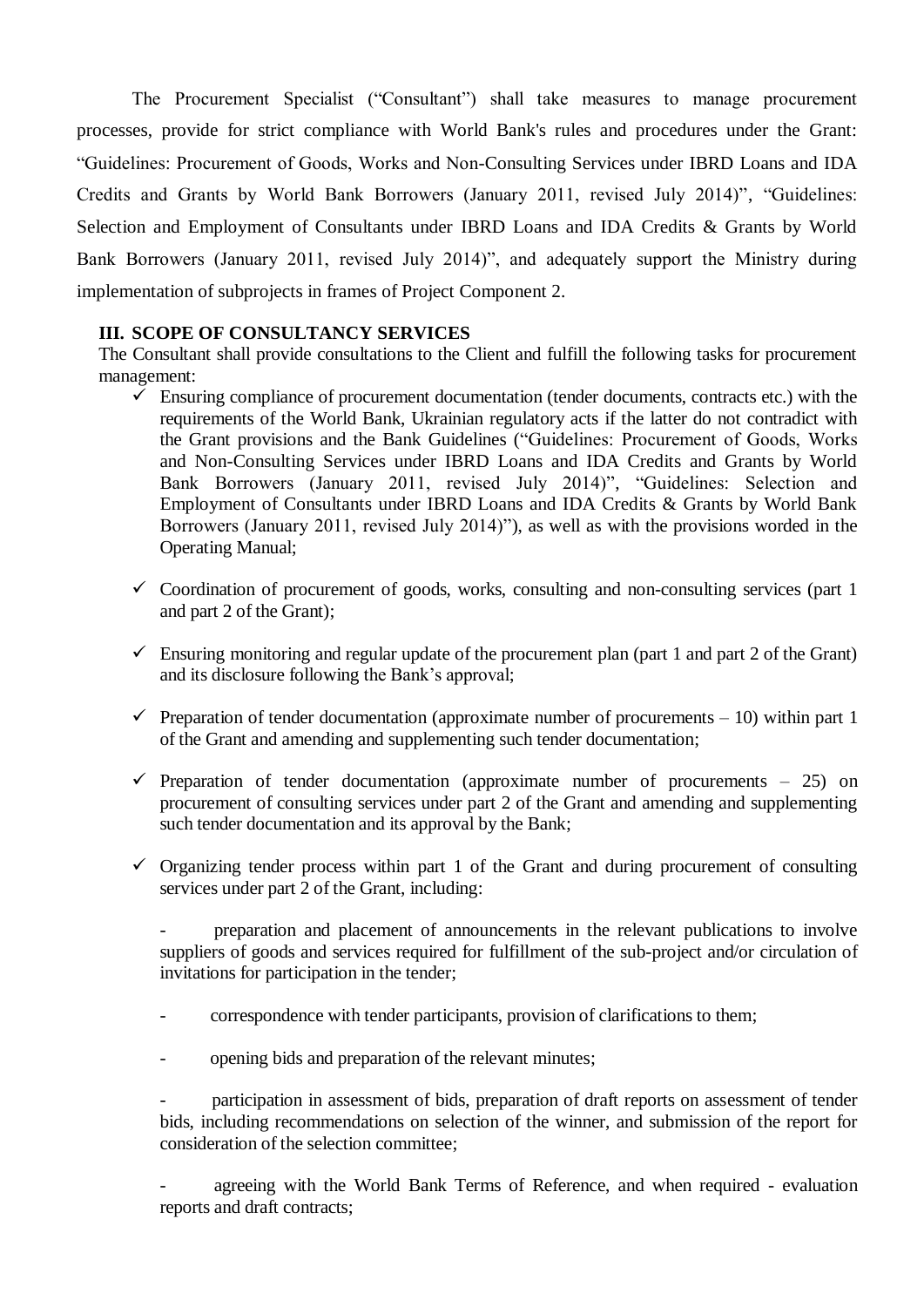The Procurement Specialist ("Consultant") shall take measures to manage procurement processes, provide for strict compliance with World Bank's rules and procedures under the Grant: "Guidelines: Procurement of Goods, Works and Non-Consulting Services under IBRD Loans and IDA Credits and Grants by World Bank Borrowers (January 2011, revised July 2014)", "Guidelines: Selection and Employment of Consultants under IBRD Loans and IDA Credits & Grants by World Bank Borrowers (January 2011, revised July 2014)", and adequately support the Ministry during implementation of subprojects in frames of Project Component 2.

## III. SCOPE OF CONSULTANCY SERVICES

The Consultant shall provide consultations to the Client and fulfill the following tasks for procurement management:

- ✓ Ensuring compliance of procurement documentation (tender documents, contracts etc.) with the requirements of the World Bank, Ukrainian regulatory acts if the latter do not contradict with the Grant provisions and the Bank Guidelines ("Guidelines: Procurement of Goods, Works and Non-Consulting Services under IBRD Loans and IDA Credits and Grants by World Bank Borrowers (January 2011, revised July 2014)", "Guidelines: Selection and Employment of Consultants under IBRD Loans and IDA Credits & Grants by World Bank Borrowers (January 2011, revised July 2014)"), as well as with the provisions worded in the Operating Manual;

- ✓ Coordination of procurement of goods, works, consulting and non-consulting services (part 1 and part 2 of the Grant);

- ✓ Ensuring monitoring and regular update of the procurement plan (part 1 and part 2 of the Grant) and its disclosure following the Bank's approval;

- ✓ Preparation of tender documentation (approximate number of procurements – 10) within part 1 of the Grant and amending and supplementing such tender documentation;

- ✓ Preparation of tender documentation (approximate number of procurements – 25) on procurement of consulting services under part 2 of the Grant and amending and supplementing such tender documentation and its approval by the Bank;

- ✓ Organizing tender process within part 1 of the Grant and during procurement of consulting services under part 2 of the Grant, including:

  - preparation and placement of announcements in the relevant publications to involve suppliers of goods and services required for fulfillment of the sub-project and/or circulation of invitations for participation in the tender;

  - correspondence with tender participants, provision of clarifications to them;

  - opening bids and preparation of the relevant minutes;

  - participation in assessment of bids, preparation of draft reports on assessment of tender bids, including recommendations on selection of the winner, and submission of the report for consideration of the selection committee;

  - agreeing with the World Bank Terms of Reference, and when required - evaluation reports and draft contracts;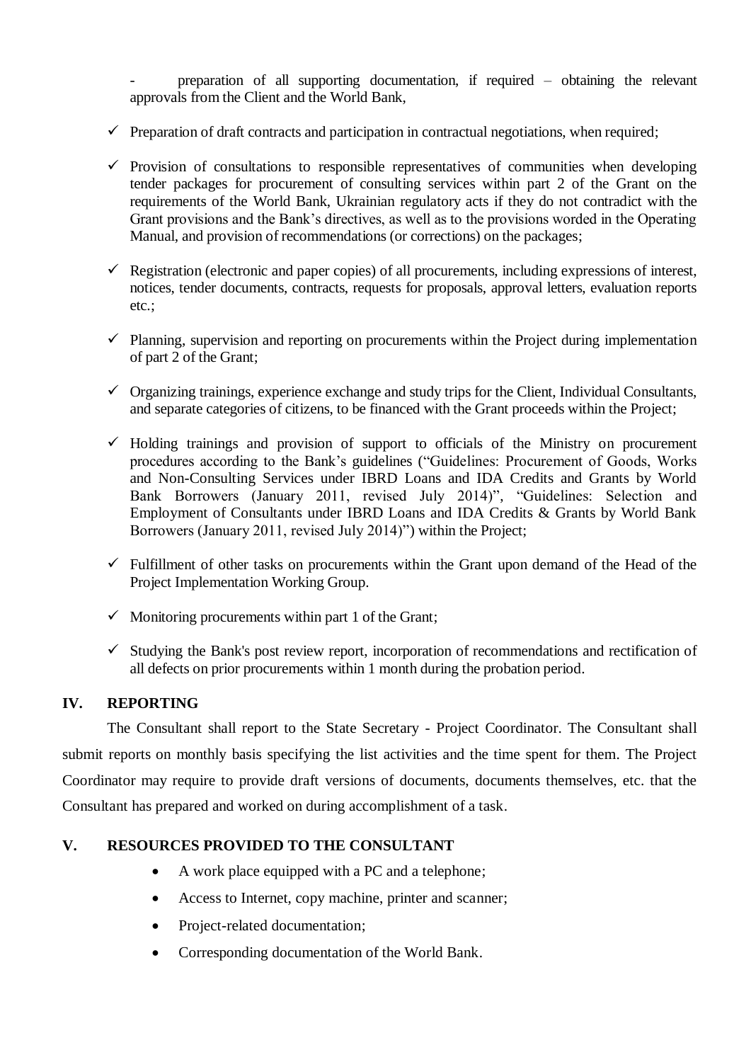- preparation of all supporting documentation, if required – obtaining the relevant approvals from the Client and the World Bank,

- ✓ Preparation of draft contracts and participation in contractual negotiations, when required;
- ✓ Provision of consultations to responsible representatives of communities when developing tender packages for procurement of consulting services within part 2 of the Grant on the requirements of the World Bank, Ukrainian regulatory acts if they do not contradict with the Grant provisions and the Bank's directives, as well as to the provisions worded in the Operating Manual, and provision of recommendations (or corrections) on the packages;
- ✓ Registration (electronic and paper copies) of all procurements, including expressions of interest, notices, tender documents, contracts, requests for proposals, approval letters, evaluation reports etc.;
- ✓ Planning, supervision and reporting on procurements within the Project during implementation of part 2 of the Grant;
- ✓ Organizing trainings, experience exchange and study trips for the Client, Individual Consultants, and separate categories of citizens, to be financed with the Grant proceeds within the Project;
- ✓ Holding trainings and provision of support to officials of the Ministry on procurement procedures according to the Bank's guidelines ("Guidelines: Procurement of Goods, Works and Non-Consulting Services under IBRD Loans and IDA Credits and Grants by World Bank Borrowers (January 2011, revised July 2014)", "Guidelines: Selection and Employment of Consultants under IBRD Loans and IDA Credits & Grants by World Bank Borrowers (January 2011, revised July 2014)") within the Project;
- ✓ Fulfillment of other tasks on procurements within the Grant upon demand of the Head of the Project Implementation Working Group.
- ✓ Monitoring procurements within part 1 of the Grant;
- ✓ Studying the Bank's post review report, incorporation of recommendations and rectification of all defects on prior procurements within 1 month during the probation period.

## IV. REPORTING

The Consultant shall report to the State Secretary - Project Coordinator. The Consultant shall submit reports on monthly basis specifying the list activities and the time spent for them. The Project Coordinator may require to provide draft versions of documents, documents themselves, etc. that the Consultant has prepared and worked on during accomplishment of a task.

## V. RESOURCES PROVIDED TO THE CONSULTANT

- A work place equipped with a PC and a telephone;
- Access to Internet, copy machine, printer and scanner;
- Project-related documentation;
- Corresponding documentation of the World Bank.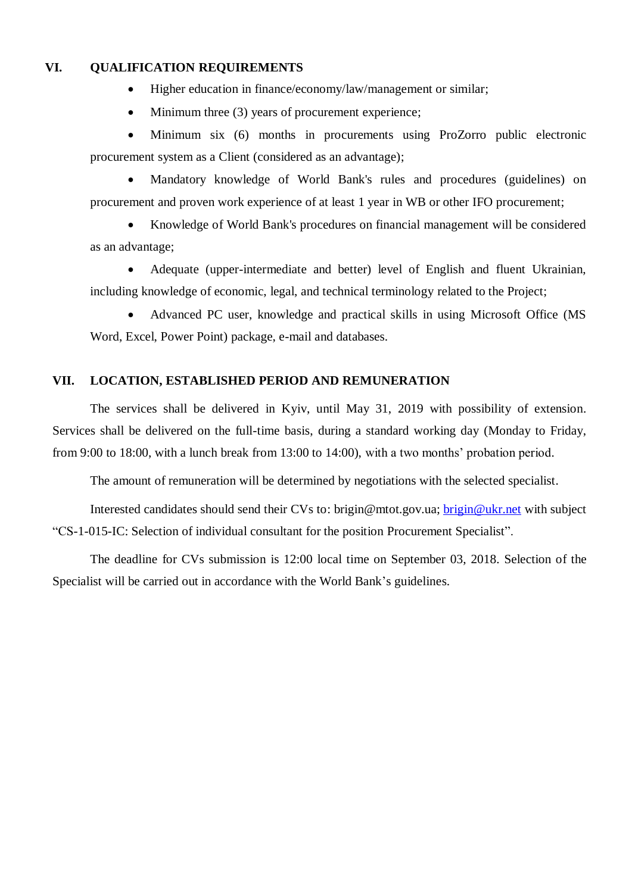## VI. QUALIFICATION REQUIREMENTS

- Higher education in finance/economy/law/management or similar;
- Minimum three (3) years of procurement experience;
- Minimum six (6) months in procurements using ProZorro public electronic procurement system as a Client (considered as an advantage);
- Mandatory knowledge of World Bank's rules and procedures (guidelines) on procurement and proven work experience of at least 1 year in WB or other IFO procurement;
- Knowledge of World Bank's procedures on financial management will be considered as an advantage;
- Adequate (upper-intermediate and better) level of English and fluent Ukrainian, including knowledge of economic, legal, and technical terminology related to the Project;
- Advanced PC user, knowledge and practical skills in using Microsoft Office (MS Word, Excel, Power Point) package, e-mail and databases.

## VII. LOCATION, ESTABLISHED PERIOD AND REMUNERATION

The services shall be delivered in Kyiv, until May 31, 2019 with possibility of extension. Services shall be delivered on the full-time basis, during a standard working day (Monday to Friday, from 9:00 to 18:00, with a lunch break from 13:00 to 14:00), with a two months' probation period.

The amount of remuneration will be determined by negotiations with the selected specialist.

Interested candidates should send their CVs to: brigin@mtot.gov.ua; brigin@ukr.net with subject "CS-1-015-IC: Selection of individual consultant for the position Procurement Specialist".

The deadline for CVs submission is 12:00 local time on September 03, 2018. Selection of the Specialist will be carried out in accordance with the World Bank's guidelines.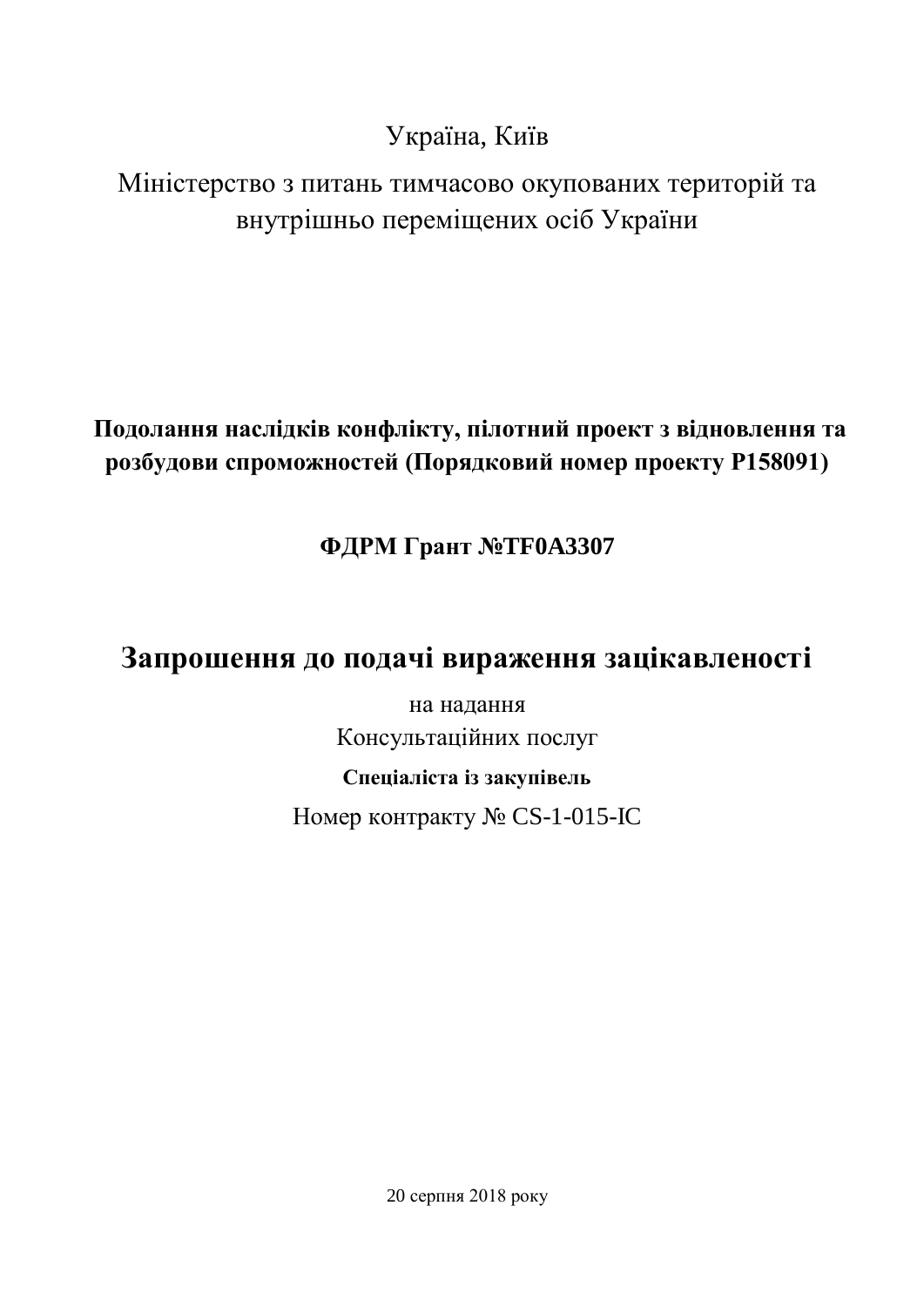Україна, Київ

Міністерство з питань тимчасово окупованих територій та внутрішньо переміщених осіб України

**Подолання наслідків конфлікту, пілотний проект з відновлення та розбудови спроможностей (Порядковий номер проекту P158091)**

**ФДРМ Грант №TF0A3307**

# Запрошення до подачі вираження зацікавленості

на надання

Консультаційних послуг

**Спеціаліста із закупівель**

Номер контракту № CS-1-015-IC

20 серпня 2018 року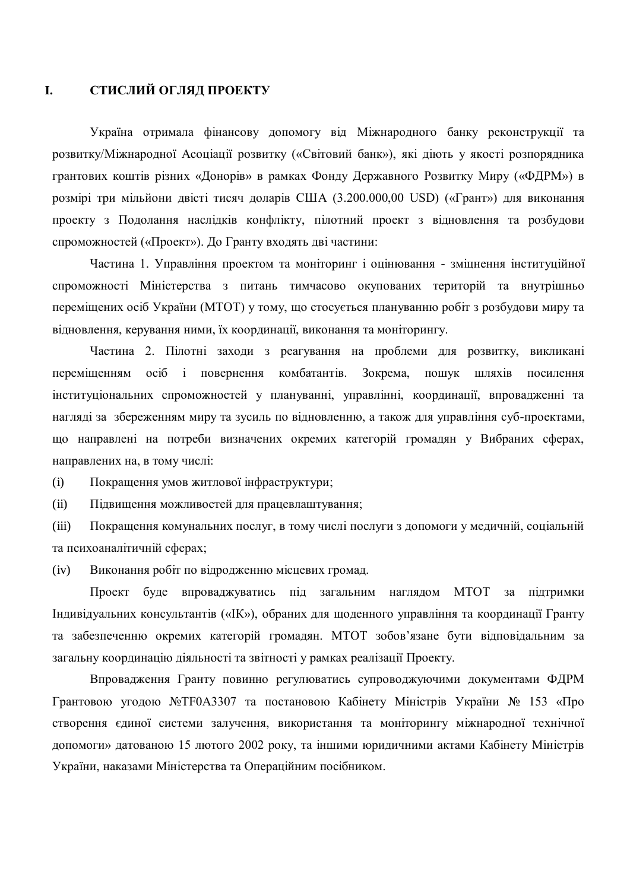# I. СТИСЛИЙ ОГЛЯД ПРОЕКТУ

Україна отримала фінансову допомогу від Міжнародного банку реконструкції та розвитку/Міжнародної Асоціації розвитку («Світовий банк»), які діють у якості розпорядника грантових коштів різних «Донорів» в рамках Фонду Державного Розвитку Миру («ФДРМ») в розмірі три мільйони двісті тисяч доларів США (3.200.000,00 USD) («Грант») для виконання проекту з Подолання наслідків конфлікту, пілотний проект з відновлення та розбудови спроможностей («Проект»). До Гранту входять дві частини:

Частина 1. Управління проектом та моніторинг і оцінювання - зміцнення інституційної спроможності Міністерства з питань тимчасово окупованих територій та внутрішньо переміщених осіб України (МТОТ) у тому, що стосується плануванню робіт з розбудови миру та відновлення, керування ними, їх координації, виконання та моніторингу.

Частина 2. Пілотні заходи з реагування на проблеми для розвитку, викликані переміщенням осіб і повернення комбатантів. Зокрема, пошук шляхів посилення інституціональних спроможностей у плануванні, управлінні, координації, впровадженні та нагляді за збереженням миру та зусиль по відновленню, а також для управління суб-проектами, що направлені на потреби визначених окремих категорій громадян у Вибраних сферах, направлених на, в тому числі:

(i) Покращення умов житлової інфраструктури;

(ii) Підвищення можливостей для працевлаштування;

(iii) Покращення комунальних послуг, в тому числі послуги з допомоги у медичній, соціальній та психоаналітичній сферах;

(iv) Виконання робіт по відродженню місцевих громад.

Проект буде впроваджуватись під загальним наглядом МТОТ за підтримки Індивідуальних консультантів («ІК»), обраних для щоденного управління та координації Гранту та забезпеченню окремих категорій громадян. МТОТ зобов'язане бути відповідальним за загальну координацію діяльності та звітності у рамках реалізації Проекту.

Впровадження Гранту повинно регулюватись супроводжуючими документами ФДРМ Грантовою угодою №TF0A3307 та постановою Кабінету Міністрів України № 153 «Про створення єдиної системи залучення, використання та моніторингу міжнародної технічної допомоги» датованою 15 лютого 2002 року, та іншими юридичними актами Кабінету Міністрів України, наказами Міністерства та Операційним посібником.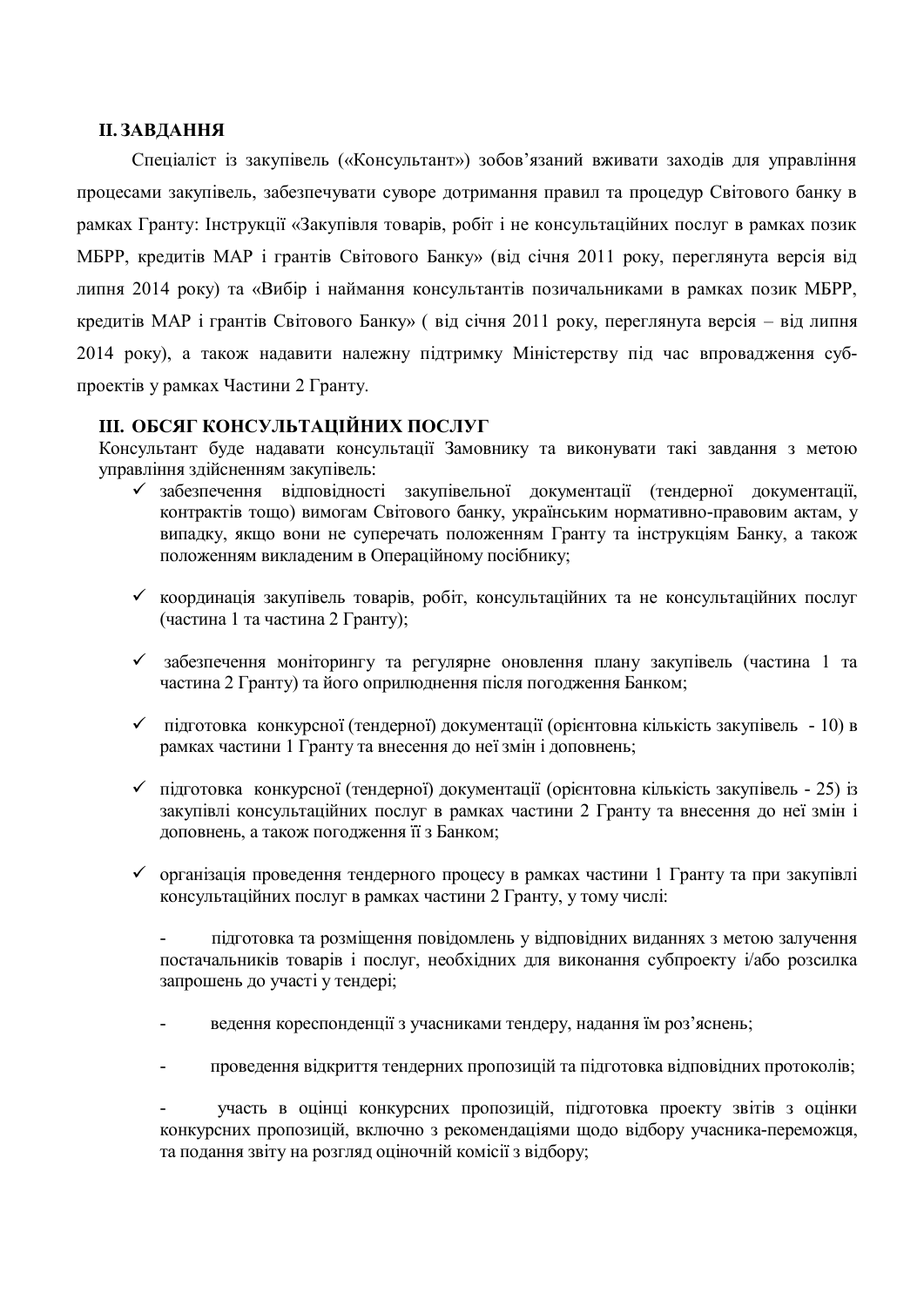## II. ЗАВДАННЯ

Спеціаліст із закупівель («Консультант») зобов'язаний вживати заходів для управління процесами закупівель, забезпечувати суворе дотримання правил та процедур Світового банку в рамках Гранту: Інструкції «Закупівля товарів, робіт і не консультаційних послуг в рамках позик МБРР, кредитів МАР і грантів Світового Банку» (від січня 2011 року, переглянута версія від липня 2014 року) та «Вибір і наймання консультантів позичальниками в рамках позик МБРР, кредитів МАР і грантів Світового Банку» ( від січня 2011 року, переглянута версія – від липня 2014 року), а також надавити належну підтримку Міністерству під час впровадження суб-проектів у рамках Частини 2 Гранту.

## III. ОБСЯГ КОНСУЛЬТАЦІЙНИХ ПОСЛУГ

Консультант буде надавати консультації Замовнику та виконувати такі завдання з метою управління здійсненням закупівель:

- ✓ забезпечення відповідності закупівельної документації (тендерної документації, контрактів тощо) вимогам Світового банку, українським нормативно-правовим актам, у випадку, якщо вони не суперечать положенням Гранту та інструкціям Банку, а також положенням викладеним в Операційному посібнику;

- ✓ координація закупівель товарів, робіт, консультаційних та не консультаційних послуг (частина 1 та частина 2 Гранту);

- ✓ забезпечення моніторингу та регулярне оновлення плану закупівель (частина 1 та частина 2 Гранту) та його оприлюднення після погодження Банком;

- ✓ підготовка конкурсної (тендерної) документації (орієнтовна кількість закупівель - 10) в рамках частини 1 Гранту та внесення до неї змін і доповнень;

- ✓ підготовка конкурсної (тендерної) документації (орієнтовна кількість закупівель - 25) із закупівлі консультаційних послуг в рамках частини 2 Гранту та внесення до неї змін і доповнень, а також погодження її з Банком;

- ✓ організація проведення тендерного процесу в рамках частини 1 Гранту та при закупівлі консультаційних послуг в рамках частини 2 Гранту, у тому числі:

  - підготовка та розміщення повідомлень у відповідних виданнях з метою залучення постачальників товарів і послуг, необхідних для виконання субпроекту і/або розсилка запрошень до участі у тендері;

  - ведення кореспонденції з учасниками тендеру, надання їм роз'яснень;

  - проведення відкриття тендерних пропозицій та підготовка відповідних протоколів;

  - участь в оцінці конкурсних пропозицій, підготовка проекту звітів з оцінки конкурсних пропозицій, включно з рекомендаціями щодо відбору учасника-переможця, та подання звіту на розгляд оціночній комісії з відбору;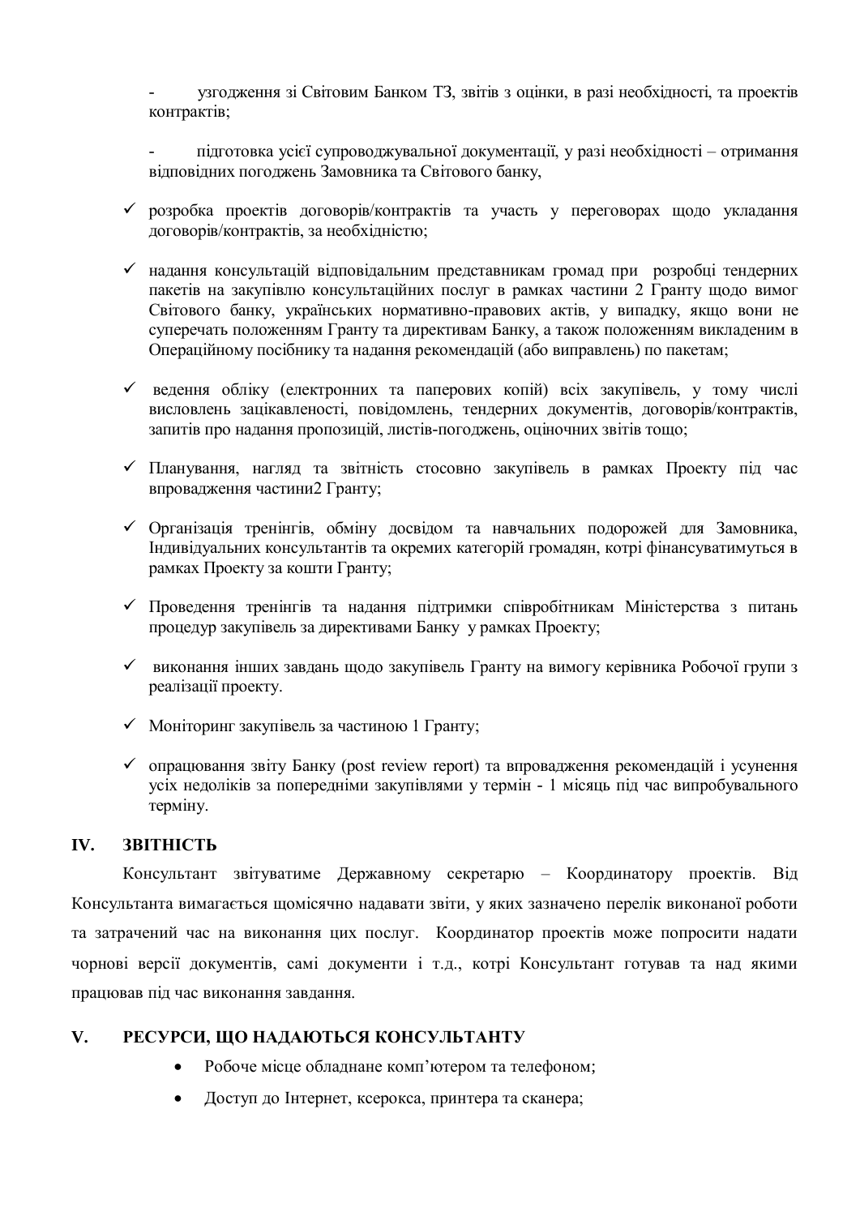- узгодження зі Світовим Банком ТЗ, звітів з оцінки, в разі необхідності, та проектів контрактів;

- підготовка усієї супроводжувальної документації, у разі необхідності – отримання відповідних погоджень Замовника та Світового банку,

- ✓ розробка проектів договорів/контрактів та участь у переговорах щодо укладання договорів/контрактів, за необхідністю;
- ✓ надання консультацій відповідальним представникам громад при розробці тендерних пакетів на закупівлю консультаційних послуг в рамках частини 2 Гранту щодо вимог Світового банку, українських нормативно-правових актів, у випадку, якщо вони не суперечать положенням Гранту та директивам Банку, а також положенням викладеним в Операційному посібнику та надання рекомендацій (або виправлень) по пакетам;
- ✓ ведення обліку (електронних та паперових копій) всіх закупівель, у тому числі висловлень зацікавленості, повідомлень, тендерних документів, договорів/контрактів, запитів про надання пропозицій, листів-погоджень, оціночних звітів тощо;
- ✓ Планування, нагляд та звітність стосовно закупівель в рамках Проекту під час впровадження частини2 Гранту;
- ✓ Організація тренінгів, обміну досвідом та навчальних подорожей для Замовника, Індивідуальних консультантів та окремих категорій громадян, котрі фінансуватимуться в рамках Проекту за кошти Гранту;
- ✓ Проведення тренінгів та надання підтримки співробітникам Міністерства з питань процедур закупівель за директивами Банку у рамках Проекту;
- ✓ виконання інших завдань щодо закупівель Гранту на вимогу керівника Робочої групи з реалізації проекту.
- ✓ Моніторинг закупівель за частиною 1 Гранту;
- ✓ опрацювання звіту Банку (post review report) та впровадження рекомендацій і усунення усіх недоліків за попередніми закупівлями у термін - 1 місяць під час випробувального терміну.

## IV. ЗВІТНІСТЬ

Консультант звітуватиме Державному секретарю – Координатору проектів. Від Консультанта вимагається щомісячно надавати звіти, у яких зазначено перелік виконаної роботи та затрачений час на виконання цих послуг. Координатор проектів може попросити надати чорнові версії документів, самі документи і т.д., котрі Консультант готував та над якими працював під час виконання завдання.

## V. РЕСУРСИ, ЩО НАДАЮТЬСЯ КОНСУЛЬТАНТУ

- Робоче місце обладнане комп'ютером та телефоном;
- Доступ до Інтернет, ксерокса, принтера та сканера;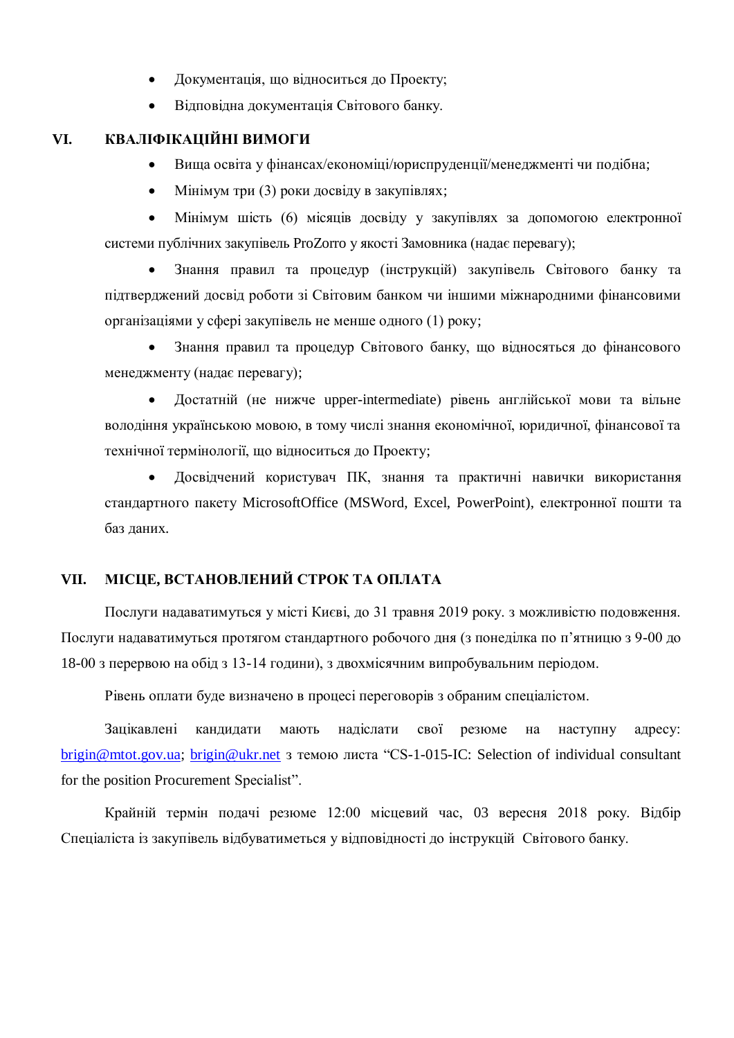- Документація, що відноситься до Проекту;
- Відповідна документація Світового банку.

## VI. КВАЛІФІКАЦІЙНІ ВИМОГИ

- Вища освіта у фінансах/економіці/юриспруденції/менеджменті чи подібна;
- Мінімум три (3) роки досвіду в закупівлях;
- Мінімум шість (6) місяців досвіду у закупівлях за допомогою електронної системи публічних закупівель ProZorro у якості Замовника (надає перевагу);
- Знання правил та процедур (інструкцій) закупівель Світового банку та підтверджений досвід роботи зі Світовим банком чи іншими міжнародними фінансовими організаціями у сфері закупівель не менше одного (1) року;
- Знання правил та процедур Світового банку, що відносяться до фінансового менеджменту (надає перевагу);
- Достатній (не нижче upper-intermediate) рівень англійської мови та вільне володіння українською мовою, в тому числі знання економічної, юридичної, фінансової та технічної термінології, що відноситься до Проекту;
- Досвідчений користувач ПК, знання та практичні навички використання стандартного пакету MicrosoftOffice (MSWord, Excel, PowerPoint), електронної пошти та баз даних.

## VII. МІСЦЕ, ВСТАНОВЛЕНИЙ СТРОК ТА ОПЛАТА

Послуги надаватимуться у місті Києві, до 31 травня 2019 року. з можливістю подовження. Послуги надаватимуться протягом стандартного робочого дня (з понеділка по п'ятницю з 9-00 до 18-00 з перервою на обід з 13-14 години), з двохмісячним випробувальним періодом.

Рівень оплати буде визначено в процесі переговорів з обраним спеціалістом.

Зацікавлені кандидати мають надіслати свої резюме на наступну адресу: brigin@mtot.gov.ua; brigin@ukr.net з темою листа "CS-1-015-IC: Selection of individual consultant for the position Procurement Specialist".

Крайній термін подачі резюме 12:00 місцевий час, 03 вересня 2018 року. Відбір Спеціаліста із закупівель відбуватиметься у відповідності до інструкцій Світового банку.